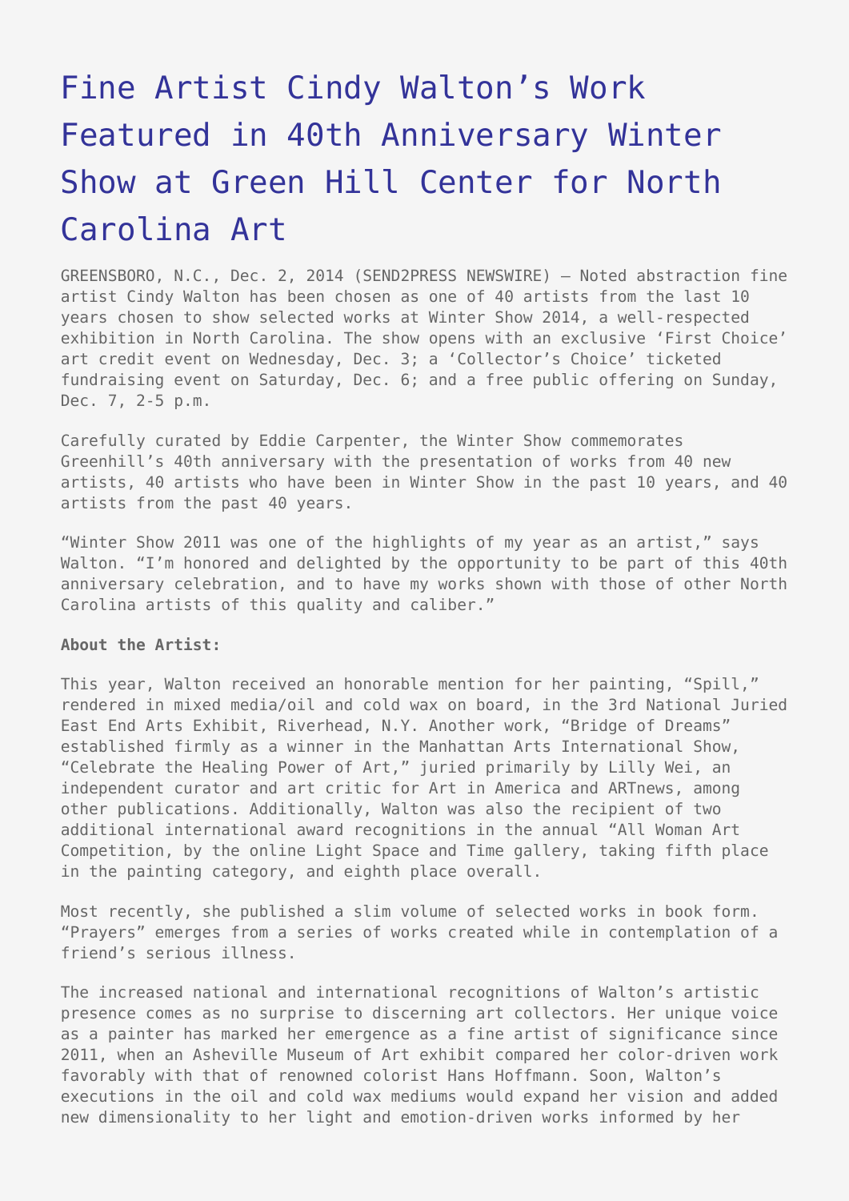# Fine Artist Cindy Walton's Work Featured in 40th Anniversary Winter Show at Green Hill Center for North Carolina Art

GREENSBORO, N.C., Dec. 2, 2014 (SEND2PRESS NEWSWIRE) — Noted abstraction fine artist Cindy Walton has been chosen as one of 40 artists from the last 10 years chosen to show selected works at Winter Show 2014, a well-respected exhibition in North Carolina. The show opens with an exclusive 'First Choice' art credit event on Wednesday, Dec. 3; a 'Collector's Choice' ticketed fundraising event on Saturday, Dec. 6; and a free public offering on Sunday, Dec. 7, 2-5 p.m.

Carefully curated by Eddie Carpenter, the Winter Show commemorates Greenhill's 40th anniversary with the presentation of works from 40 new artists, 40 artists who have been in Winter Show in the past 10 years, and 40 artists from the past 40 years.

"Winter Show 2011 was one of the highlights of my year as an artist," says Walton. "I'm honored and delighted by the opportunity to be part of this 40th anniversary celebration, and to have my works shown with those of other North Carolina artists of this quality and caliber."

**About the Artist:**

This year, Walton received an honorable mention for her painting, "Spill," rendered in mixed media/oil and cold wax on board, in the 3rd National Juried East End Arts Exhibit, Riverhead, N.Y. Another work, "Bridge of Dreams" established firmly as a winner in the Manhattan Arts International Show, "Celebrate the Healing Power of Art," juried primarily by Lilly Wei, an independent curator and art critic for Art in America and ARTnews, among other publications. Additionally, Walton was also the recipient of two additional international award recognitions in the annual "All Woman Art Competition, by the online Light Space and Time gallery, taking fifth place in the painting category, and eighth place overall.

Most recently, she published a slim volume of selected works in book form. "Prayers" emerges from a series of works created while in contemplation of a friend's serious illness.

The increased national and international recognitions of Walton's artistic presence comes as no surprise to discerning art collectors. Her unique voice as a painter has marked her emergence as a fine artist of significance since 2011, when an Asheville Museum of Art exhibit compared her color-driven work favorably with that of renowned colorist Hans Hoffmann. Soon, Walton's executions in the oil and cold wax mediums would expand her vision and added new dimensionality to her light and emotion-driven works informed by her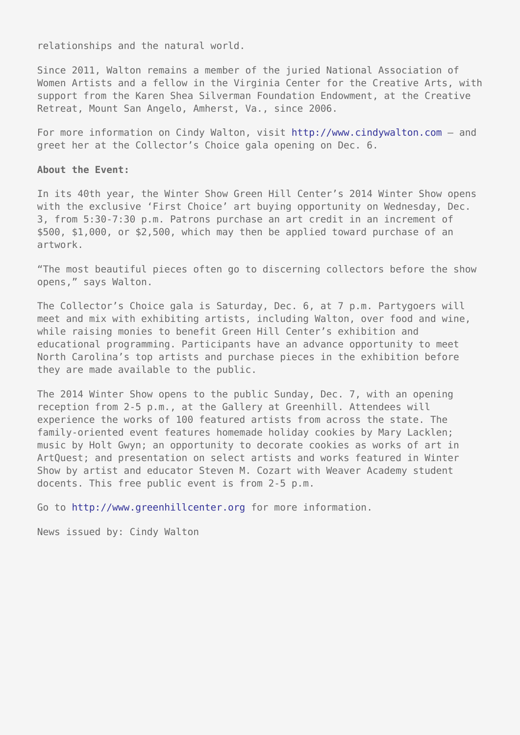relationships and the natural world.

Since 2011, Walton remains a member of the juried National Association of Women Artists and a fellow in the Virginia Center for the Creative Arts, with support from the Karen Shea Silverman Foundation Endowment, at the Creative Retreat, Mount San Angelo, Amherst, Va., since 2006.

For more information on Cindy Walton, visit http://www.cindywalton.com – and greet her at the Collector's Choice gala opening on Dec. 6.

**About the Event:**

In its 40th year, the Winter Show Green Hill Center's 2014 Winter Show opens with the exclusive 'First Choice' art buying opportunity on Wednesday, Dec. 3, from 5:30-7:30 p.m. Patrons purchase an art credit in an increment of $500, $1,000, or $2,500, which may then be applied toward purchase of an artwork.

"The most beautiful pieces often go to discerning collectors before the show opens," says Walton.

The Collector's Choice gala is Saturday, Dec. 6, at 7 p.m. Partygoers will meet and mix with exhibiting artists, including Walton, over food and wine, while raising monies to benefit Green Hill Center's exhibition and educational programming. Participants have an advance opportunity to meet North Carolina's top artists and purchase pieces in the exhibition before they are made available to the public.

The 2014 Winter Show opens to the public Sunday, Dec. 7, with an opening reception from 2-5 p.m., at the Gallery at Greenhill. Attendees will experience the works of 100 featured artists from across the state. The family-oriented event features homemade holiday cookies by Mary Lacklen; music by Holt Gwyn; an opportunity to decorate cookies as works of art in ArtQuest; and presentation on select artists and works featured in Winter Show by artist and educator Steven M. Cozart with Weaver Academy student docents. This free public event is from 2-5 p.m.

Go to http://www.greenhillcenter.org for more information.

News issued by: Cindy Walton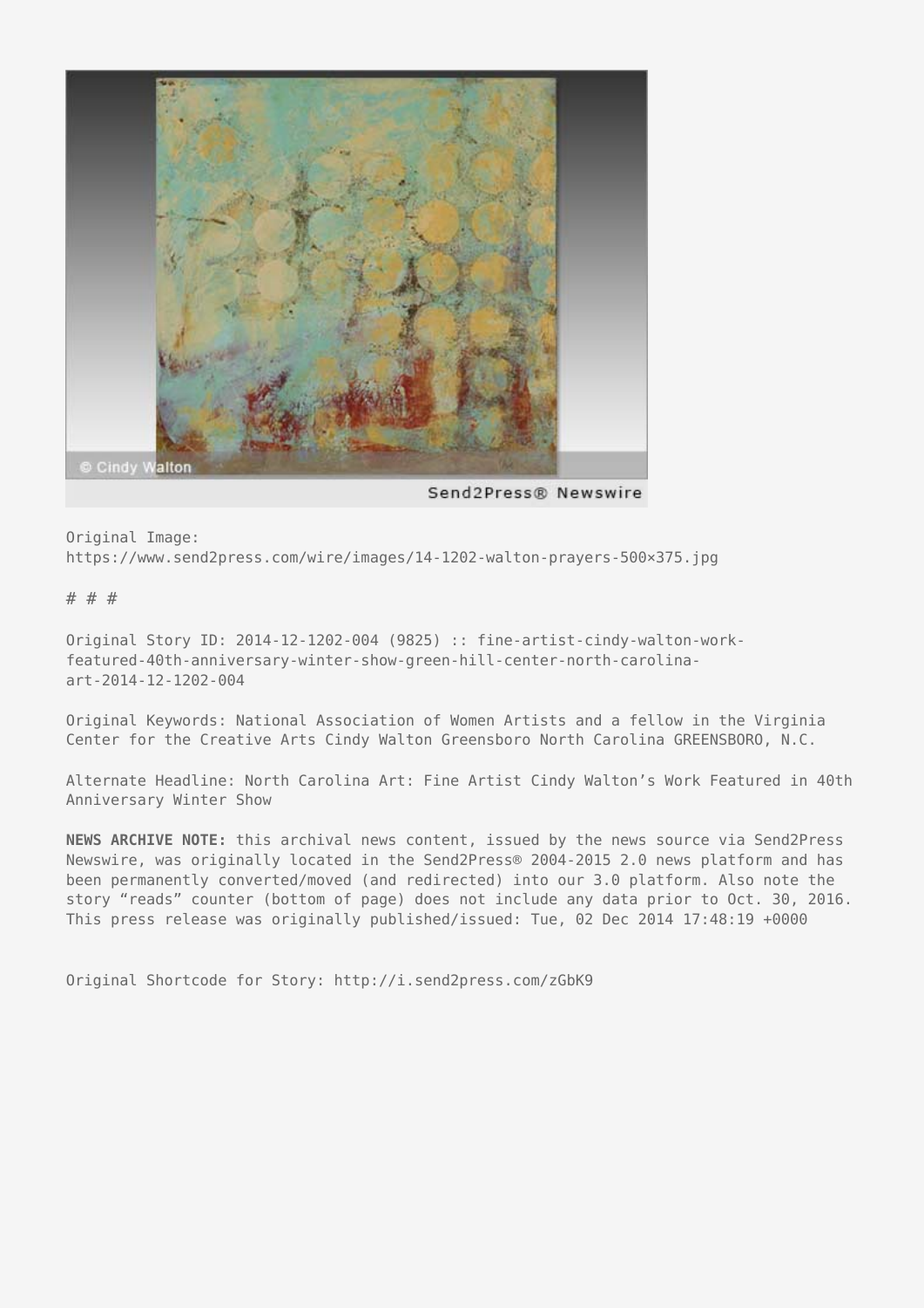Original Image: https://www.send2press.com/wire/images/14-1202-walton-prayers-500×375.jpg

# # #

Original Story ID: 2014-12-1202-004 (9825) :: fine-artist-cindy-walton-work-featured-40th-anniversary-winter-show-green-hill-center-north-carolina-art-2014-12-1202-004

Original Keywords: National Association of Women Artists and a fellow in the Virginia Center for the Creative Arts Cindy Walton Greensboro North Carolina GREENSBORO, N.C.

Alternate Headline: North Carolina Art: Fine Artist Cindy Walton's Work Featured in 40th Anniversary Winter Show

**NEWS ARCHIVE NOTE:** this archival news content, issued by the news source via Send2Press Newswire, was originally located in the Send2Press® 2004-2015 2.0 news platform and has been permanently converted/moved (and redirected) into our 3.0 platform. Also note the story "reads" counter (bottom of page) does not include any data prior to Oct. 30, 2016. This press release was originally published/issued: Tue, 02 Dec 2014 17:48:19 +0000

Original Shortcode for Story: http://i.send2press.com/zGbK9